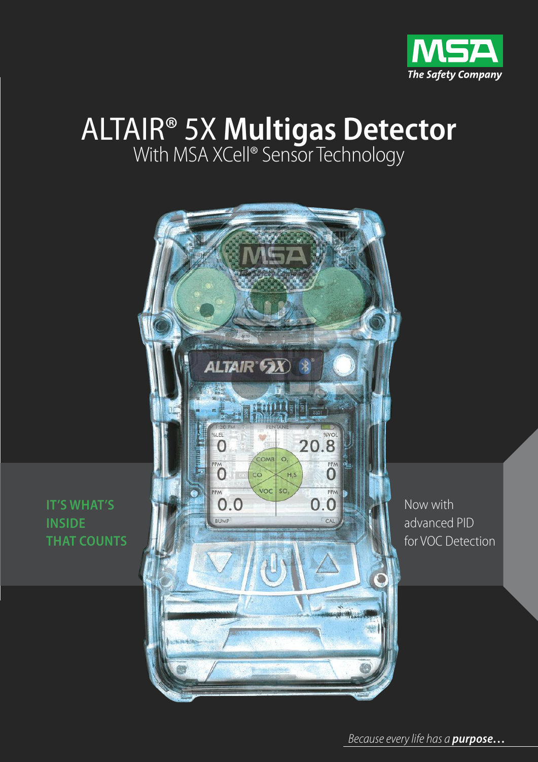MSA The Safety Company

# ALTAIR® 5X **Multigas Detector**

## With MSA XCell® Sensor Technology

**IT'S WHAT'S INSIDE THAT COUNTS**

Now with advanced PID for VOC Detection

*Because every life has a* ***purpose...***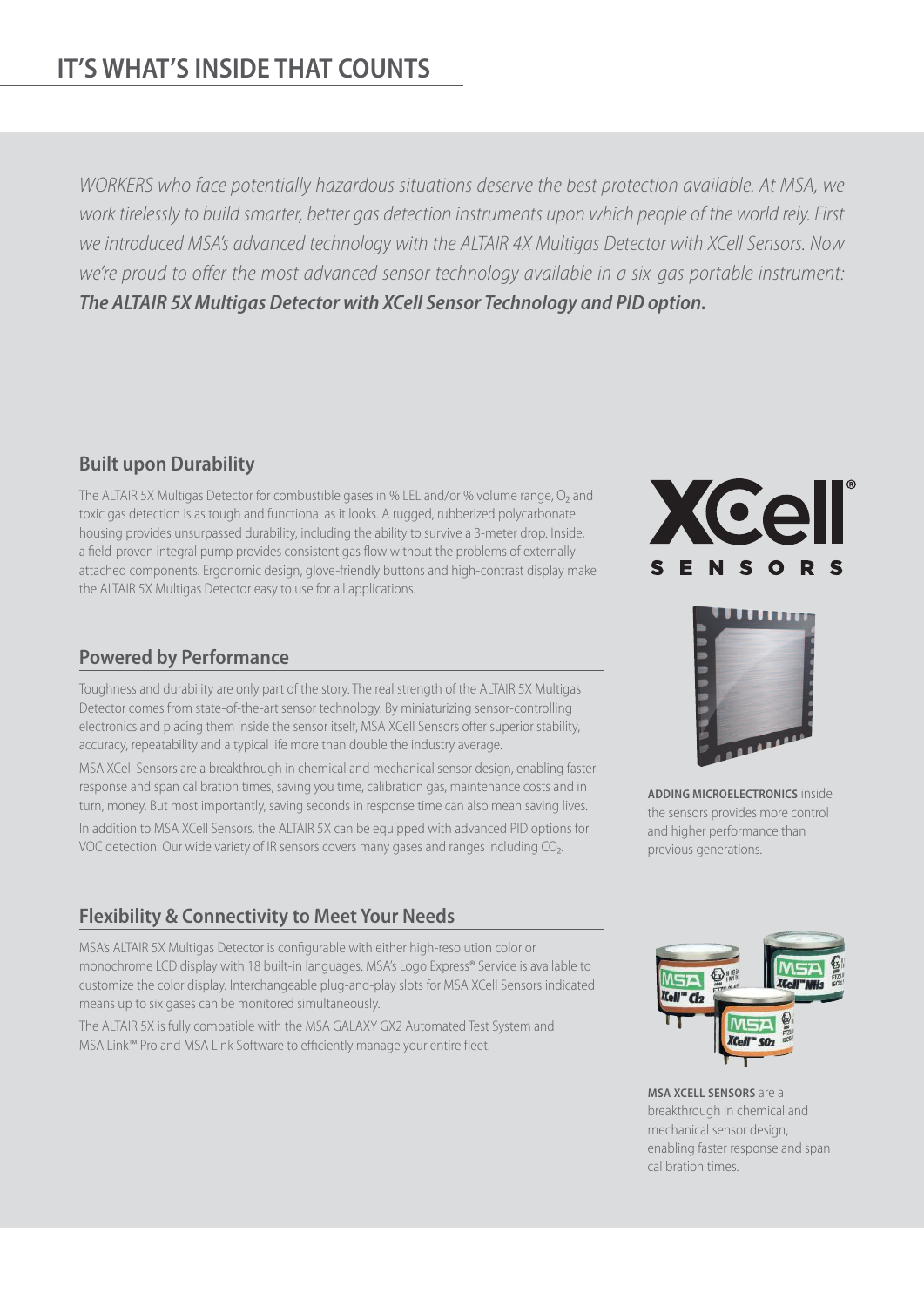# IT'S WHAT'S INSIDE THAT COUNTS

*WORKERS who face potentially hazardous situations deserve the best protection available. At MSA, we work tirelessly to build smarter, better gas detection instruments upon which people of the world rely. First we introduced MSA's advanced technology with the ALTAIR 4X Multigas Detector with XCell Sensors. Now we're proud to offer the most advanced sensor technology available in a six-gas portable instrument:* ***The ALTAIR 5X Multigas Detector with XCell Sensor Technology and PID option.***

## Built upon Durability

The ALTAIR 5X Multigas Detector for combustible gases in % LEL and/or % volume range, $O_2$ and toxic gas detection is as tough and functional as it looks. A rugged, rubberized polycarbonate housing provides unsurpassed durability, including the ability to survive a 3-meter drop. Inside, a field-proven integral pump provides consistent gas flow without the problems of externally-attached components. Ergonomic design, glove-friendly buttons and high-contrast display make the ALTAIR 5X Multigas Detector easy to use for all applications.

## Powered by Performance

Toughness and durability are only part of the story. The real strength of the ALTAIR 5X Multigas Detector comes from state-of-the-art sensor technology. By miniaturizing sensor-controlling electronics and placing them inside the sensor itself, MSA XCell Sensors offer superior stability, accuracy, repeatability and a typical life more than double the industry average.

MSA XCell Sensors are a breakthrough in chemical and mechanical sensor design, enabling faster response and span calibration times, saving you time, calibration gas, maintenance costs and in turn, money. But most importantly, saving seconds in response time can also mean saving lives.

In addition to MSA XCell Sensors, the ALTAIR 5X can be equipped with advanced PID options for VOC detection. Our wide variety of IR sensors covers many gases and ranges including $CO_2$.

## Flexibility & Connectivity to Meet Your Needs

MSA's ALTAIR 5X Multigas Detector is configurable with either high-resolution color or monochrome LCD display with 18 built-in languages. MSA's Logo Express® Service is available to customize the color display. Interchangeable plug-and-play slots for MSA XCell Sensors indicated means up to six gases can be monitored simultaneously.

The ALTAIR 5X is fully compatible with the MSA GALAXY GX2 Automated Test System and MSA Link™ Pro and MSA Link Software to efficiently manage your entire fleet.

XCell® SENSORS

**ADDING MICROELECTRONICS** inside the sensors provides more control and higher performance than previous generations.

**MSA XCELL SENSORS** are a breakthrough in chemical and mechanical sensor design, enabling faster response and span calibration times.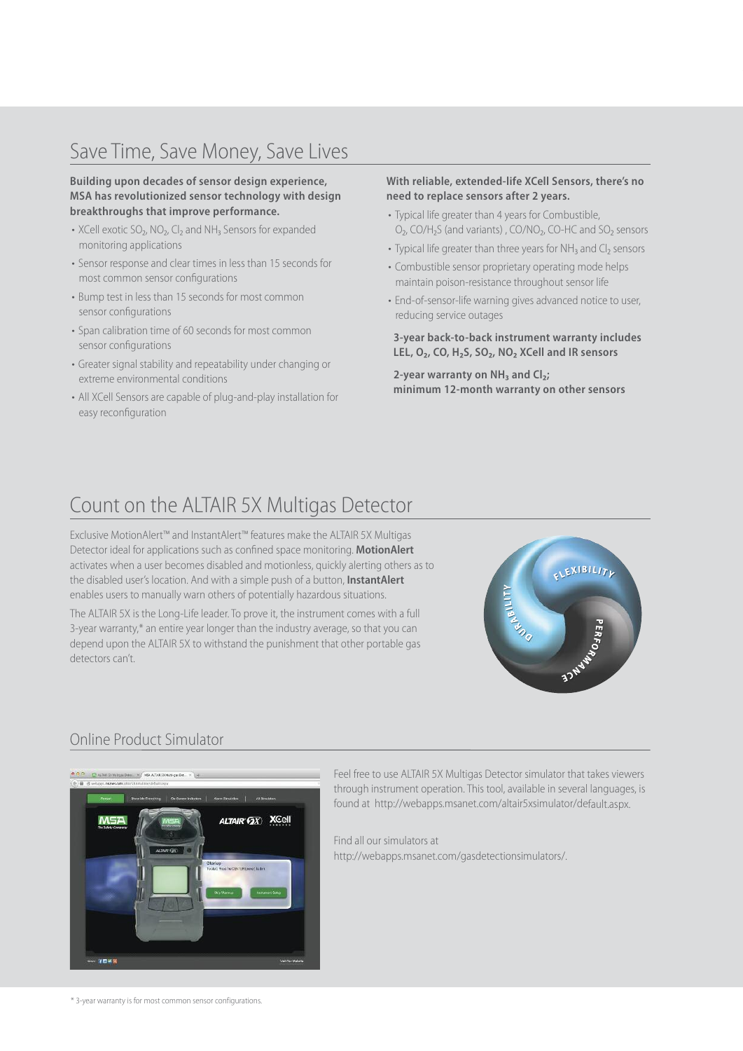## Save Time, Save Money, Save Lives

**Building upon decades of sensor design experience, MSA has revolutionized sensor technology with design breakthroughs that improve performance.**

- XCell exotic $SO_2$, $NO_2$, $Cl_2$ and $NH_3$ Sensors for expanded monitoring applications
- Sensor response and clear times in less than 15 seconds for most common sensor configurations
- Bump test in less than 15 seconds for most common sensor configurations
- Span calibration time of 60 seconds for most common sensor configurations
- Greater signal stability and repeatability under changing or extreme environmental conditions
- All XCell Sensors are capable of plug-and-play installation for easy reconfiguration

**With reliable, extended-life XCell Sensors, there's no need to replace sensors after 2 years.**

- Typical life greater than 4 years for Combustible, $O_2$, $CO/H_2S$ (and variants), $CO/NO_2$, CO-HC and $SO_2$ sensors
- Typical life greater than three years for $NH_3$ and $Cl_2$ sensors
- Combustible sensor proprietary operating mode helps maintain poison-resistance throughout sensor life
- End-of-sensor-life warning gives advanced notice to user, reducing service outages

**3-year back-to-back instrument warranty includes LEL, $O_2$, CO, $H_2S$, $SO_2$, $NO_2$ XCell and IR sensors**

**2-year warranty on $NH_3$ and $Cl_2$; minimum 12-month warranty on other sensors**

## Count on the ALTAIR 5X Multigas Detector

Exclusive MotionAlert™ and InstantAlert™ features make the ALTAIR 5X Multigas Detector ideal for applications such as confined space monitoring. **MotionAlert** activates when a user becomes disabled and motionless, quickly alerting others as to the disabled user's location. And with a simple push of a button, **InstantAlert** enables users to manually warn others of potentially hazardous situations.

The ALTAIR 5X is the Long-Life leader. To prove it, the instrument comes with a full 3-year warranty,* an entire year longer than the industry average, so that you can depend upon the ALTAIR 5X to withstand the punishment that other portable gas detectors can't.

DURABILITY FLEXIBILITY PERFORMANCE

## Online Product Simulator

Feel free to use ALTAIR 5X Multigas Detector simulator that takes viewers through instrument operation. This tool, available in several languages, is found at http://webapps.msanet.com/altair5xsimulator/default.aspx.

Find all our simulators at http://webapps.msanet.com/gasdetectionsimulators/.

\* 3-year warranty is for most common sensor configurations.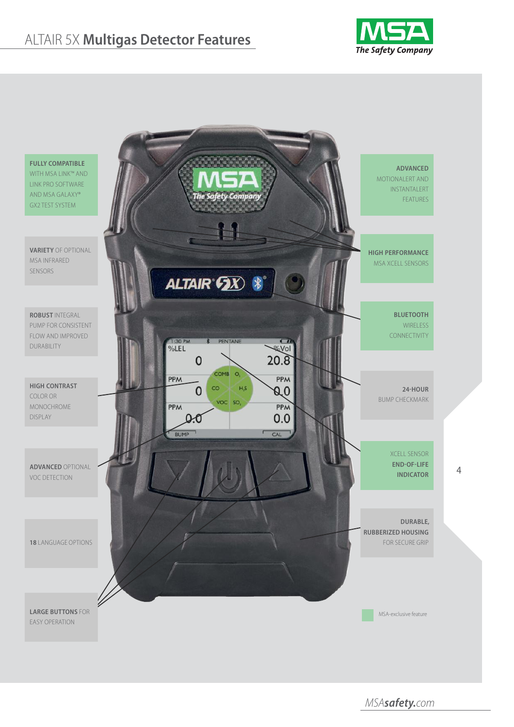# ALTAIR 5X **Multigas Detector Features**

**FULLY COMPATIBLE** WITH MSA LINK™ AND LINK PRO SOFTWARE AND MSA GALAXY® GX2 TEST SYSTEM

**VARIETY** OF OPTIONAL MSA INFRARED SENSORS

**ROBUST** INTEGRAL PUMP FOR CONSISTENT FLOW AND IMPROVED DURABILITY

**HIGH CONTRAST** COLOR OR MONOCHROME DISPLAY

**ADVANCED** OPTIONAL VOC DETECTION

**18** LANGUAGE OPTIONS

**LARGE BUTTONS** FOR EASY OPERATION

**ADVANCED** MOTIONALERT AND INSTANTALERT FEATURES

**HIGH PERFORMANCE** MSA XCELL SENSORS

**BLUETOOTH** WIRELESS CONNECTIVITY

**24-HOUR** BUMP CHECKMARK

XCELL SENSOR **END-OF-LIFE INDICATOR**

**DURABLE, RUBBERIZED HOUSING** FOR SECURE GRIP

MSA-exclusive feature

MSA*safety*.com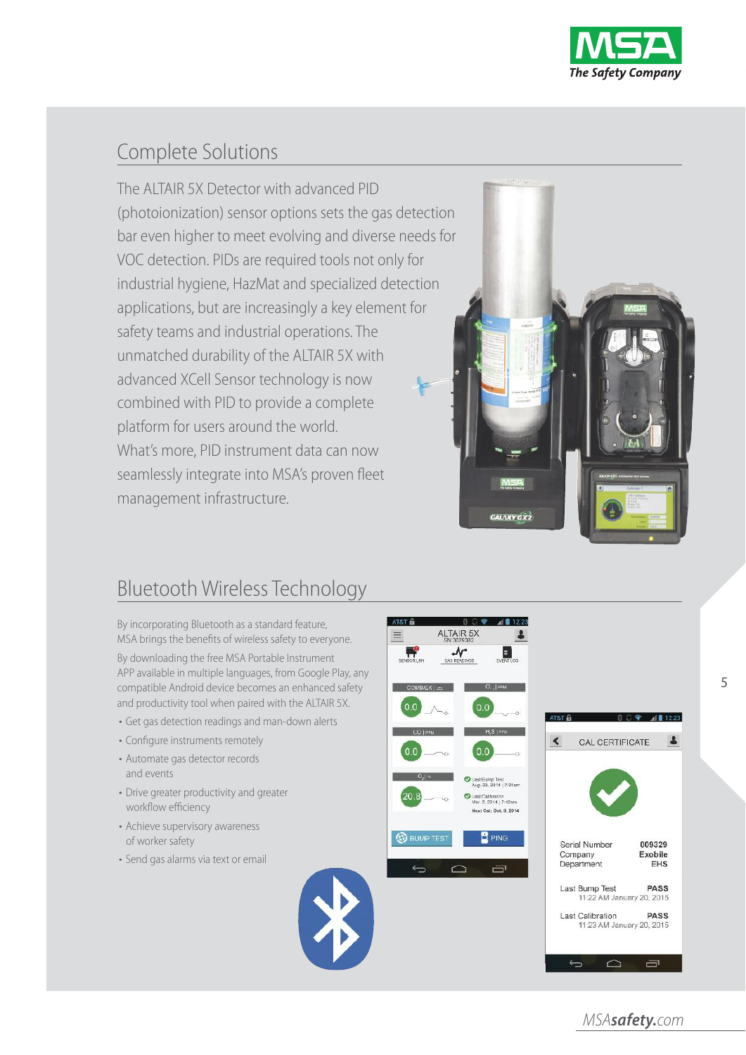## Complete Solutions

The ALTAIR 5X Detector with advanced PID (photoionization) sensor options sets the gas detection bar even higher to meet evolving and diverse needs for VOC detection. PIDs are required tools not only for industrial hygiene, HazMat and specialized detection applications, but are increasingly a key element for safety teams and industrial operations. The unmatched durability of the ALTAIR 5X with advanced XCell Sensor technology is now combined with PID to provide a complete platform for users around the world. What's more, PID instrument data can now seamlessly integrate into MSA's proven fleet management infrastructure.

## Bluetooth Wireless Technology

By incorporating Bluetooth as a standard feature, MSA brings the benefits of wireless safety to everyone.

By downloading the free MSA Portable Instrument APP available in multiple languages, from Google Play, any compatible Android device becomes an enhanced safety and productivity tool when paired with the ALTAIR 5X.

- Get gas detection readings and man-down alerts
- Configure instruments remotely
- Automate gas detector records and events
- Drive greater productivity and greater workflow efficiency
- Achieve supervisory awareness of worker safety
- Send gas alarms via text or email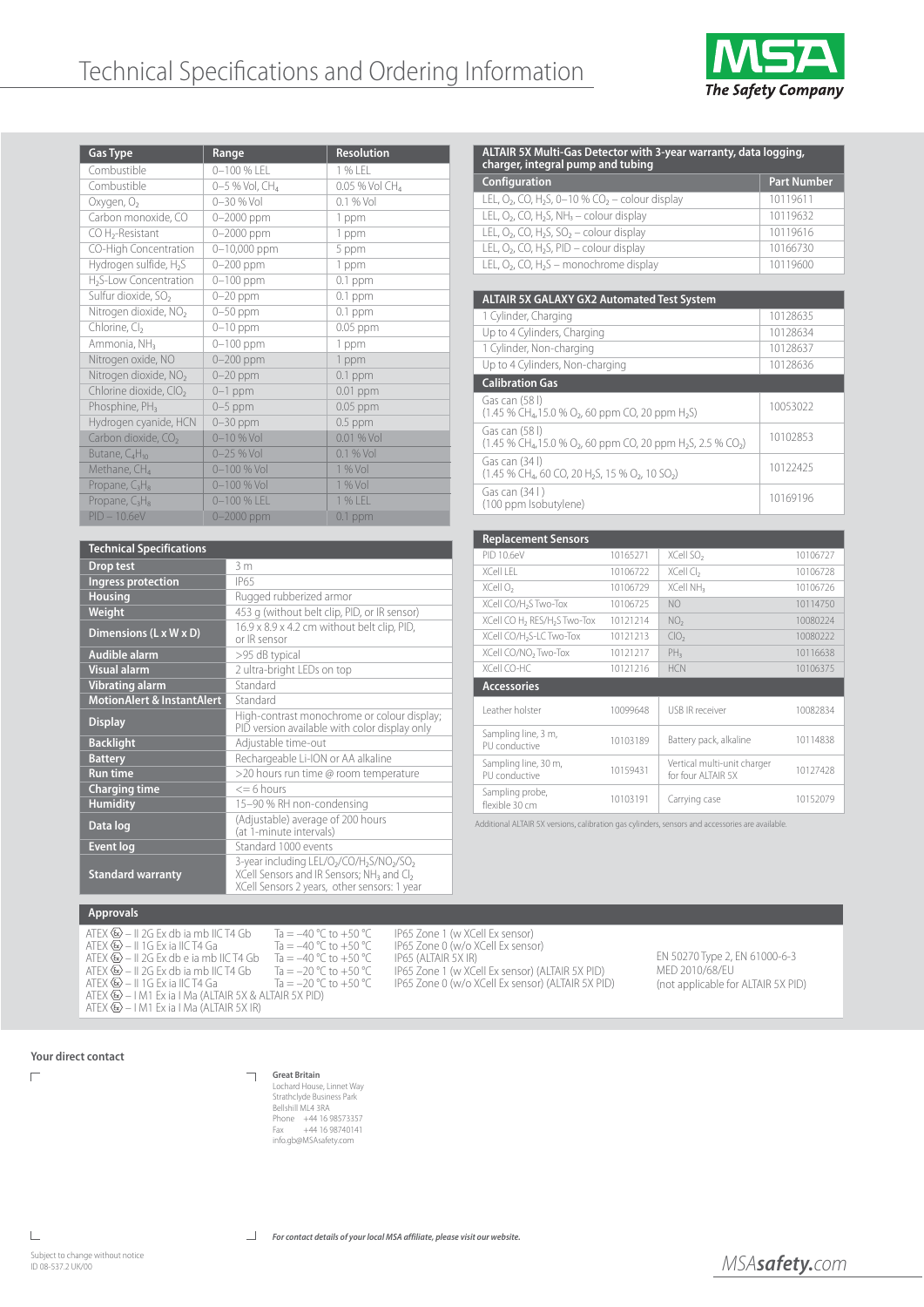# Technical Specifications and Ordering Information

MSA The Safety Company

| Gas Type | Range | Resolution |
|---|---|---|
| Combustible | 0–100 % LEL | 1 % LEL |
| Combustible | 0–5 % Vol, $CH_4$ | 0.05 % Vol $CH_4$ |
| Oxygen, $O_2$ | 0–30 % Vol | 0.1 % Vol |
| Carbon monoxide, CO | 0–2000 ppm | 1 ppm |
| CO $H_2$-Resistant | 0–2000 ppm | 1 ppm |
| CO-High Concentration | 0–10,000 ppm | 5 ppm |
| Hydrogen sulfide, $H_2S$ | 0–200 ppm | 1 ppm |
| $H_2S$-Low Concentration | 0–100 ppm | 0.1 ppm |
| Sulfur dioxide, $SO_2$ | 0–20 ppm | 0.1 ppm |
| Nitrogen dioxide, $NO_2$ | 0–50 ppm | 0.1 ppm |
| Chlorine, $Cl_2$ | 0–10 ppm | 0.05 ppm |
| Ammonia, $NH_3$ | 0–100 ppm | 1 ppm |
| Nitrogen oxide, NO | 0–200 ppm | 1 ppm |
| Nitrogen dioxide, $NO_2$ | 0–20 ppm | 0.1 ppm |
| Chlorine dioxide, $ClO_2$ | 0–1 ppm | 0.01 ppm |
| Phosphine, $PH_3$ | 0–5 ppm | 0.05 ppm |
| Hydrogen cyanide, HCN | 0–30 ppm | 0.5 ppm |
| Carbon dioxide, $CO_2$ | 0–10 % Vol | 0.01 % Vol |
| Butane, $C_4H_{10}$ | 0–25 % Vol | 0.1 % Vol |
| Methane, $CH_4$ | 0–100 % Vol | 1 % Vol |
| Propane, $C_3H_8$ | 0–100 % Vol | 1 % Vol |
| Propane, $C_3H_8$ | 0–100 % LEL | 1 % LEL |
| PID – 10.6eV | 0–2000 ppm | 0.1 ppm |

| Technical Specifications | |
|---|---|
| **Drop test** | 3 m |
| **Ingress protection** | IP65 |
| **Housing** | Rugged rubberized armor |
| **Weight** | 453 g (without belt clip, PID, or IR sensor) |
| **Dimensions (L x W x D)** | 16.9 x 8.9 x 4.2 cm without belt clip, PID, or IR sensor |
| **Audible alarm** | >95 dB typical |
| **Visual alarm** | 2 ultra-bright LEDs on top |
| **Vibrating alarm** | Standard |
| **MotionAlert & InstantAlert** | Standard |
| **Display** | High-contrast monochrome or colour display; PID version available with color display only |
| **Backlight** | Adjustable time-out |
| **Battery** | Rechargeable Li-ION or AA alkaline |
| **Run time** | >20 hours run time @ room temperature |
| **Charging time** | <= 6 hours |
| **Humidity** | 15–90 % RH non-condensing |
| **Data log** | (Adjustable) average of 200 hours (at 1-minute intervals) |
| **Event log** | Standard 1000 events |
| **Standard warranty** | 3-year including LEL/$O_2$/CO/$H_2S$/$NO_2$/$SO_2$ XCell Sensors and IR Sensors; $NH_3$ and $Cl_2$ XCell Sensors 2 years, other sensors: 1 year |

| ALTAIR 5X Multi-Gas Detector with 3-year warranty, data logging, charger, integral pump and tubing | |
|---|---|
| **Configuration** | **Part Number** |
| LEL, $O_2$, CO, $H_2S$, 0–10 % $CO_2$ – colour display | 10119611 |
| LEL, $O_2$, CO, $H_2S$, $NH_3$ – colour display | 10119632 |
| LEL, $O_2$, CO, $H_2S$, $SO_2$ – colour display | 10119616 |
| LEL, $O_2$, CO, $H_2S$, PID – colour display | 10166730 |
| LEL, $O_2$, CO, $H_2S$ – monochrome display | 10119600 |

| ALTAIR 5X GALAXY GX2 Automated Test System | |
|---|---|
| 1 Cylinder, Charging | 10128635 |
| Up to 4 Cylinders, Charging | 10128634 |
| 1 Cylinder, Non-charging | 10128637 |
| Up to 4 Cylinders, Non-charging | 10128636 |
| **Calibration Gas** | |
| Gas can (58 l) (1.45 % $CH_4$, 15.0 % $O_2$, 60 ppm CO, 20 ppm $H_2S$) | 10053022 |
| Gas can (58 l) (1.45 % $CH_4$, 15.0 % $O_2$, 60 ppm CO, 20 ppm $H_2S$, 2.5 % $CO_2$) | 10102853 |
| Gas can (34 l) (1.45 % $CH_4$, 60 CO, 20 $H_2S$, 15 % $O_2$, 10 $SO_2$) | 10122425 |
| Gas can (34 l ) (100 ppm Isobutylene) | 10169196 |

| Replacement Sensors | | | |
|---|---|---|---|
| PID 10.6eV | 10165271 | XCell $SO_2$ | 10106727 |
| XCell LEL | 10106722 | XCell $Cl_2$ | 10106728 |
| XCell $O_2$ | 10106729 | XCell $NH_3$ | 10106726 |
| XCell CO/$H_2S$ Two-Tox | 10106725 | NO | 10114750 |
| XCell CO $H_2$ RES/$H_2S$ Two-Tox | 10121214 | $NO_2$ | 10080224 |
| XCell CO/$H_2S$-LC Two-Tox | 10121213 | $ClO_2$ | 10080222 |
| XCell CO/$NO_2$ Two-Tox | 10121217 | $PH_3$ | 10116638 |
| XCell CO-HC | 10121216 | HCN | 10106375 |
| **Accessories** | | | |
| Leather holster | 10099648 | USB IR receiver | 10082834 |
| Sampling line, 3 m, PU conductive | 10103189 | Battery pack, alkaline | 10114838 |
| Sampling line, 30 m, PU conductive | 10159431 | Vertical multi-unit charger for four ALTAIR 5X | 10127428 |
| Sampling probe, flexible 30 cm | 10103191 | Carrying case | 10152079 |

Additional ALTAIR 5X versions, calibration gas cylinders, sensors and accessories are available.

## Approvals

| | | | |
|---|---|---|---|
| ATEX Ⓔx – II 2G Ex db ia mb IIC T4 Gb | Ta = –40 °C to +50 °C | IP65 Zone 1 (w XCell Ex sensor) | EN 50270 Type 2, EN 61000-6-3 |
| ATEX Ⓔx – II 1G Ex ia IIC T4 Ga | Ta = –40 °C to +50 °C | IP65 Zone 0 (w/o XCell Ex sensor) | MED 2010/68/EU |
| ATEX Ⓔx – II 2G Ex db e ia mb IIC T4 Gb | Ta = –40 °C to +50 °C | IP65 (ALTAIR 5X IR) | (not applicable for ALTAIR 5X PID) |
| ATEX Ⓔx – II 2G Ex db ia mb IIC T4 Gb | Ta = –20 °C to +50 °C | IP65 Zone 1 (w XCell Ex sensor) (ALTAIR 5X PID) | |
| ATEX Ⓔx – II 1G Ex ia IIC T4 Ga | Ta = –20 °C to +50 °C | IP65 Zone 0 (w/o XCell Ex sensor) (ALTAIR 5X PID) | |
| ATEX Ⓔx – I M1 Ex ia I Ma (ALTAIR 5X & ALTAIR 5X PID) | | | |
| ATEX Ⓔx – I M1 Ex ia I Ma (ALTAIR 5X IR) | | | |

**Your direct contact**

**Great Britain**
Lochard House, Linnet Way
Strathclyde Business Park
Bellshill ML4 3RA
Phone +44 16 98573357
Fax +44 16 98740141
info.gb@MSAsafety.com

***For contact details of your local MSA affiliate, please visit our website.***

Subject to change without notice
ID 08-537.2 UK/00

MSA**safety**.com